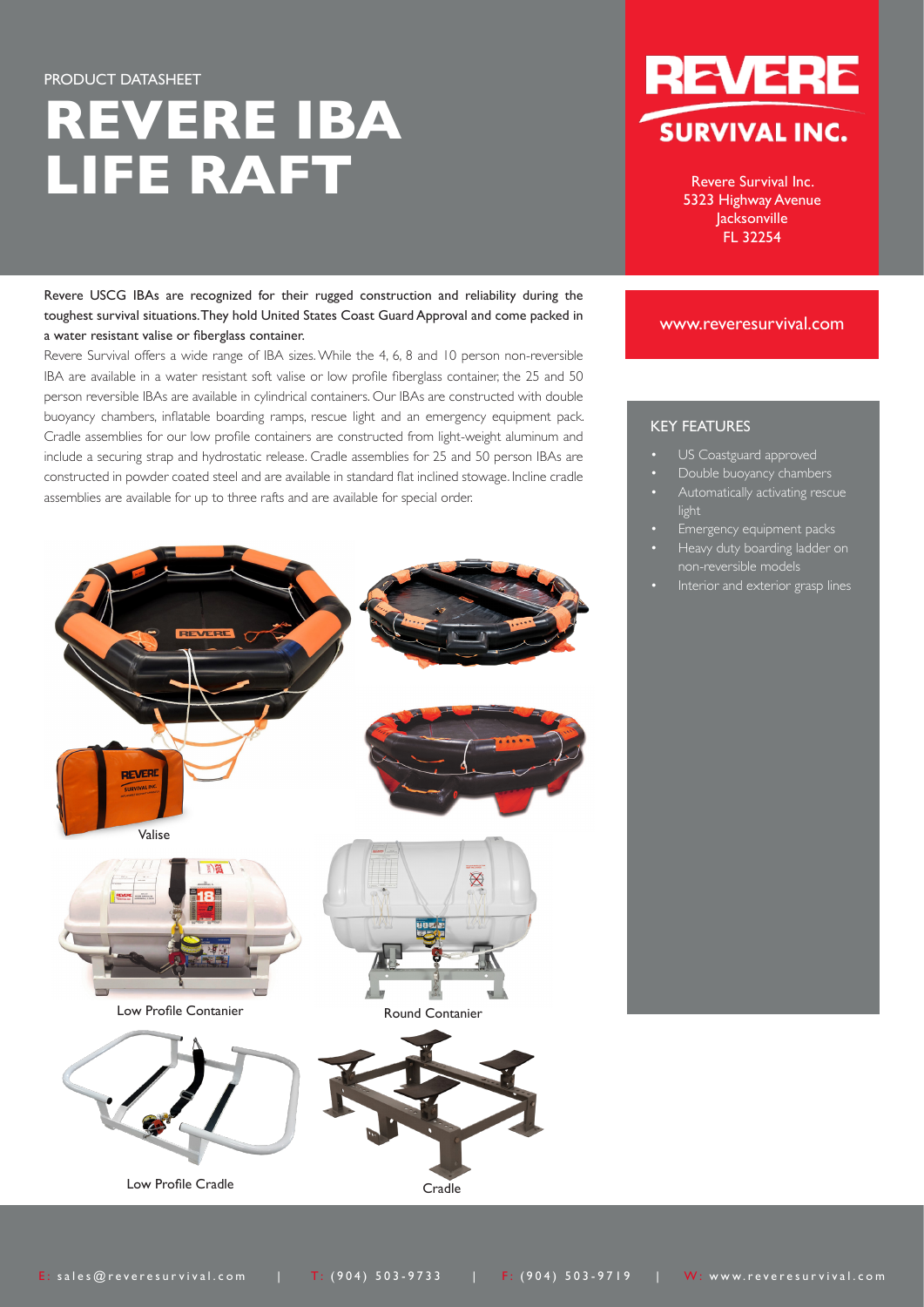PRODUCT DATASHEET

# REVERE IBA LIFE RAFT

REVERE SURVIVAL INC.

Revere Survival Inc.
5323 Highway Avenue
Jacksonville
FL 32254

www.reveresurvival.com

Revere USCG IBAs are recognized for their rugged construction and reliability during the toughest survival situations. They hold United States Coast Guard Approval and come packed in a water resistant valise or fiberglass container.

Revere Survival offers a wide range of IBA sizes. While the 4, 6, 8 and 10 person non-reversible IBA are available in a water resistant soft valise or low profile fiberglass container, the 25 and 50 person reversible IBAs are available in cylindrical containers. Our IBAs are constructed with double buoyancy chambers, inflatable boarding ramps, rescue light and an emergency equipment pack. Cradle assemblies for our low profile containers are constructed from light-weight aluminum and include a securing strap and hydrostatic release. Cradle assemblies for 25 and 50 person IBAs are constructed in powder coated steel and are available in standard flat inclined stowage. Incline cradle assemblies are available for up to three rafts and are available for special order.

## KEY FEATURES

- US Coastguard approved
- Double buoyancy chambers
- Automatically activating rescue light
- Emergency equipment packs
- Heavy duty boarding ladder on non-reversible models
- Interior and exterior grasp lines

Valise

Low Profile Contanier

Round Contanier

Low Profile Cradle

Cradle

E: sales@reveresurvival.com | T: (904) 503-9733 | F: (904) 503-9719 | W: www.reveresurvival.com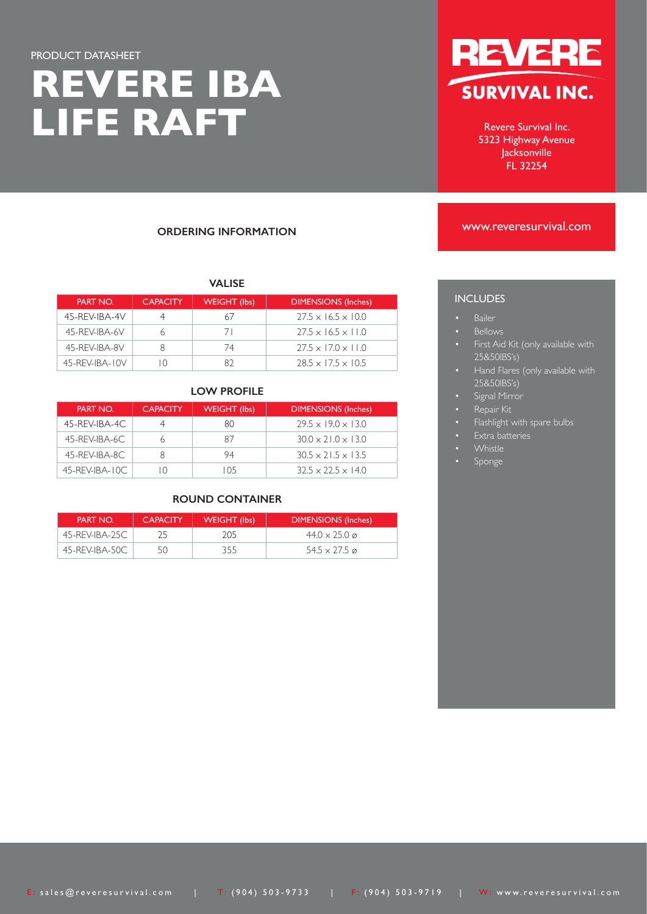PRODUCT DATASHEET

# REVERE IBA LIFE RAFT

REVERE SURVIVAL INC.

Revere Survival Inc.
5323 Highway Avenue
Jacksonville
FL 32254

www.reveresurvival.com

## ORDERING INFORMATION

### VALISE

| PART NO. | CAPACITY | WEIGHT (lbs) | DIMENSIONS (Inches) |
|---|---|---|---|
| 45-REV-IBA-4V | 4 | 67 | 27.5 x 16.5 x 10.0 |
| 45-REV-IBA-6V | 6 | 71 | 27.5 x 16.5 x 11.0 |
| 45-REV-IBA-8V | 8 | 74 | 27.5 x 17.0 x 11.0 |
| 45-REV-IBA-10V | 10 | 82 | 28.5 x 17.5 x 10.5 |

### LOW PROFILE

| PART NO. | CAPACITY | WEIGHT (lbs) | DIMENSIONS (Inches) |
|---|---|---|---|
| 45-REV-IBA-4C | 4 | 80 | 29.5 x 19.0 x 13.0 |
| 45-REV-IBA-6C | 6 | 87 | 30.0 x 21.0 x 13.0 |
| 45-REV-IBA-8C | 8 | 94 | 30.5 x 21.5 x 13.5 |
| 45-REV-IBA-10C | 10 | 105 | 32.5 x 22.5 x 14.0 |

### ROUND CONTAINER

| PART NO. | CAPACITY | WEIGHT (lbs) | DIMENSIONS (Inches) |
|---|---|---|---|
| 45-REV-IBA-25C | 25 | 205 | 44.0 x 25.0 ø |
| 45-REV-IBA-50C | 50 | 355 | 54.5 x 27.5 ø |

## INCLUDES

- Bailer
- Bellows
- First Aid Kit (only available with 25&50IBS's)
- Hand Flares (only available with 25&50IBS's)
- Signal Mirror
- Repair Kit
- Flashlight with spare bulbs
- Extra batteries
- Whistle
- Sponge

E: sales@reveresurvival.com | T: (904) 503-9733 | F: (904) 503-9719 | W: www.reveresurvival.com